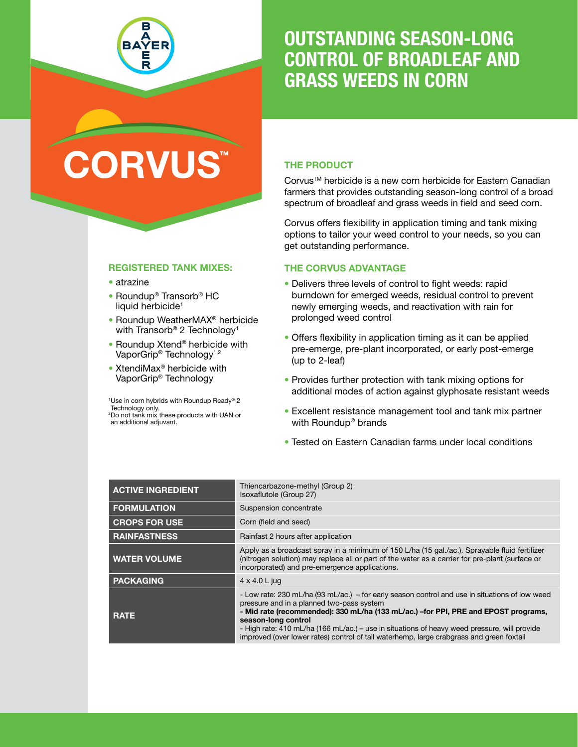BAYER

# CORVUS™

## OUTSTANDING SEASON-LONG CONTROL OF BROADLEAF AND GRASS WEEDS IN CORN

### THE PRODUCT

Corvus™ herbicide is a new corn herbicide for Eastern Canadian farmers that provides outstanding season-long control of a broad spectrum of broadleaf and grass weeds in field and seed corn.

Corvus offers flexibility in application timing and tank mixing options to tailor your weed control to your needs, so you can get outstanding performance.

### THE CORVUS ADVANTAGE

- Delivers three levels of control to fight weeds: rapid burndown for emerged weeds, residual control to prevent newly emerging weeds, and reactivation with rain for prolonged weed control
- Offers flexibility in application timing as it can be applied pre-emerge, pre-plant incorporated, or early post-emerge (up to 2-leaf)
- Provides further protection with tank mixing options for additional modes of action against glyphosate resistant weeds
- Excellent resistance management tool and tank mix partner with Roundup® brands
- Tested on Eastern Canadian farms under local conditions

### REGISTERED TANK MIXES:

- atrazine
- Roundup® Transorb® HC liquid herbicide[1]
- Roundup WeatherMAX® herbicide with Transorb® 2 Technology[1]
- Roundup Xtend® herbicide with VaporGrip® Technology[1,2]
- XtendiMax® herbicide with VaporGrip® Technology

[1]Use in corn hybrids with Roundup Ready® 2 Technology only.
[2]Do not tank mix these products with UAN or an additional adjuvant.

| | |
|---|---|
| **ACTIVE INGREDIENT** | Thiencarbazone-methyl (Group 2)<br>Isoxaflutole (Group 27) |
| **FORMULATION** | Suspension concentrate |
| **CROPS FOR USE** | Corn (field and seed) |
| **RAINFASTNESS** | Rainfast 2 hours after application |
| **WATER VOLUME** | Apply as a broadcast spray in a minimum of 150 L/ha (15 gal./ac.). Sprayable fluid fertilizer (nitrogen solution) may replace all or part of the water as a carrier for pre-plant (surface or incorporated) and pre-emergence applications. |
| **PACKAGING** | 4 x 4.0 L jug |
| **RATE** | - Low rate: 230 mL/ha (93 mL/ac.) – for early season control and use in situations of low weed pressure and in a planned two-pass system<br>**- Mid rate (recommended): 330 mL/ha (133 mL/ac.) –for PPI, PRE and EPOST programs, season-long control**<br>- High rate: 410 mL/ha (166 mL/ac.) – use in situations of heavy weed pressure, will provide improved (over lower rates) control of tall waterhemp, large crabgrass and green foxtail |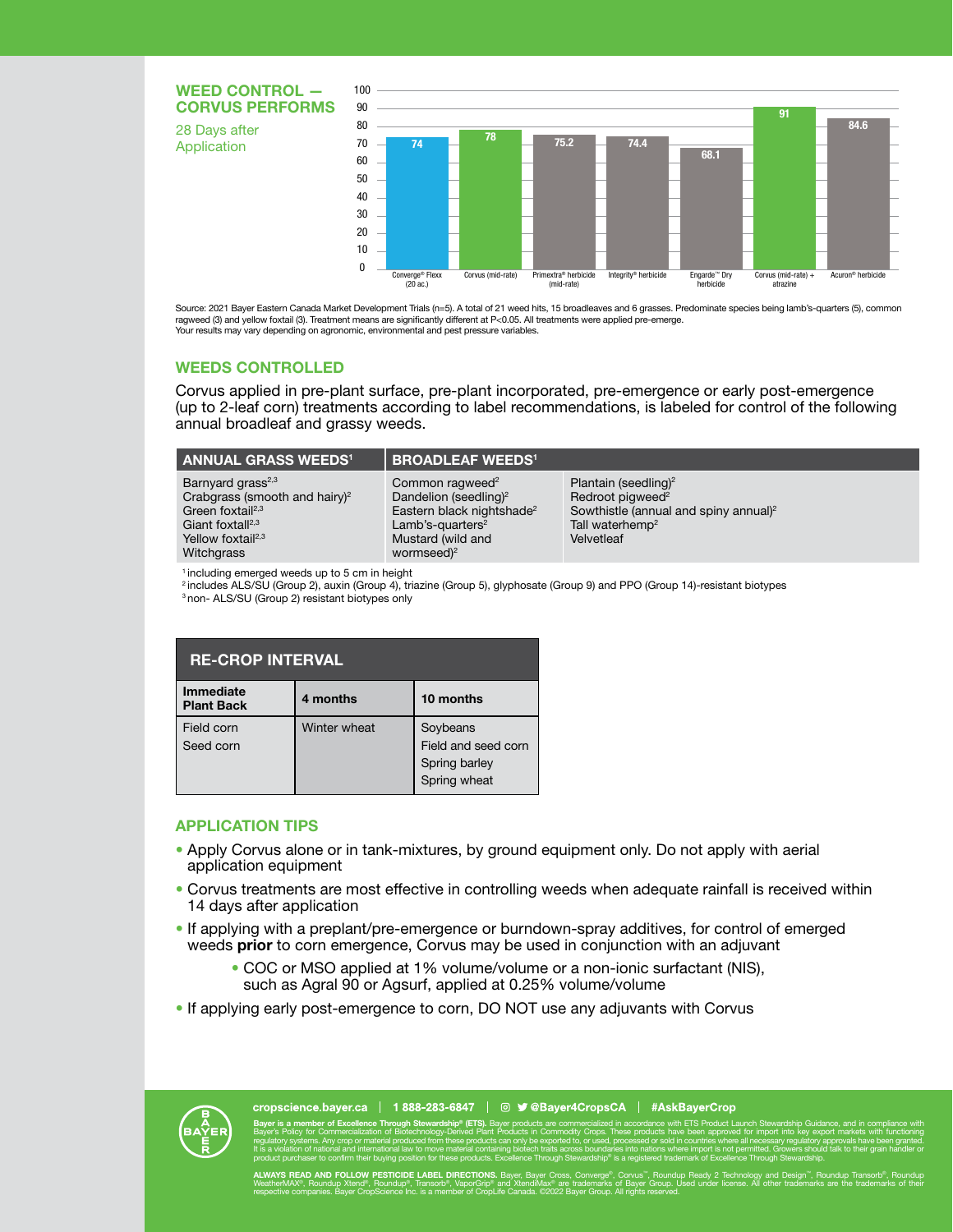## WEED CONTROL — CORVUS PERFORMS

28 Days after Application

100
90
80
70
60
50
40
30
20
10
0

74
78
75.2
74.4
68.1
91
84.6

Converge® Flexx (20 ac.)
Corvus (mid-rate)
Primextra® herbicide (mid-rate)
Integrity® herbicide
Engarde™ Dry herbicide
Corvus (mid-rate) + atrazine
Acuron® herbicide

Source: 2021 Bayer Eastern Canada Market Development Trials (n=5). A total of 21 weed hits, 15 broadleaves and 6 grasses. Predominate species being lamb's-quarters (5), common ragweed (3) and yellow foxtail (3). Treatment means are significantly different at P<0.05. All treatments were applied pre-emerge.
Your results may vary depending on agronomic, environmental and pest pressure variables.

## WEEDS CONTROLLED

Corvus applied in pre-plant surface, pre-plant incorporated, pre-emergence or early post-emergence (up to 2-leaf corn) treatments according to label recommendations, is labeled for control of the following annual broadleaf and grassy weeds.

| ANNUAL GRASS WEEDS[1] | BROADLEAF WEEDS[1] | |
|---|---|---|
| Barnyard grass[2,3]<br>Crabgrass (smooth and hairy)[2]<br>Green foxtail[2,3]<br>Giant foxtail[2,3]<br>Yellow foxtail[2,3]<br>Witchgrass | Common ragweed[2]<br>Dandelion (seedling)[2]<br>Eastern black nightshade[2]<br>Lamb's-quarters[2]<br>Mustard (wild and wormseed)[2] | Plantain (seedling)[2]<br>Redroot pigweed[2]<br>Sowthistle (annual and spiny annual)[2]<br>Tall waterhemp[2]<br>Velvetleaf |

[1] including emerged weeds up to 5 cm in height
[2] includes ALS/SU (Group 2), auxin (Group 4), triazine (Group 5), glyphosate (Group 9) and PPO (Group 14)-resistant biotypes
[3] non- ALS/SU (Group 2) resistant biotypes only

| RE-CROP INTERVAL | | |
|---|---|---|
| **Immediate Plant Back** | **4 months** | **10 months** |
| Field corn<br>Seed corn | Winter wheat | Soybeans<br>Field and seed corn<br>Spring barley<br>Spring wheat |

## APPLICATION TIPS

- Apply Corvus alone or in tank-mixtures, by ground equipment only. Do not apply with aerial application equipment
- Corvus treatments are most effective in controlling weeds when adequate rainfall is received within 14 days after application
- If applying with a preplant/pre-emergence or burndown-spray additives, for control of emerged weeds **prior** to corn emergence, Corvus may be used in conjunction with an adjuvant
  - COC or MSO applied at 1% volume/volume or a non-ionic surfactant (NIS), such as Agral 90 or Agsurf, applied at 0.25% volume/volume
- If applying early post-emergence to corn, DO NOT use any adjuvants with Corvus

cropscience.bayer.ca | 1 888-283-6847 | @Bayer4CropsCA | #AskBayerCrop

**Bayer is a member of Excellence Through Stewardship® (ETS).** Bayer products are commercialized in accordance with ETS Product Launch Stewardship Guidance, and in compliance with Bayer's Policy for Commercialization of Biotechnology-Derived Plant Products in Commodity Crops. These products have been approved for import into key export markets with functioning regulatory systems. Any crop or material produced from these products can only be exported to, or used, processed or sold in countries where all necessary regulatory approvals have been granted. It is a violation of national and international law to move material containing biotech traits across boundaries into nations where import is not permitted. Growers should talk to their grain handler or product purchaser to confirm their buying position for these products. Excellence Through Stewardship® is a registered trademark of Excellence Through Stewardship.

**ALWAYS READ AND FOLLOW PESTICIDE LABEL DIRECTIONS.** Bayer, Bayer Cross, Converge®, Corvus™, Roundup Ready 2 Technology and Design™, Roundup Transorb®, Roundup WeatherMAX®, Roundup Xtend®, Roundup®, Transorb®, VaporGrip® and XtendiMax® are trademarks of Bayer Group. Used under license. All other trademarks are the trademarks of their respective companies. Bayer CropScience Inc. is a member of CropLife Canada. ©2022 Bayer Group. All rights reserved.